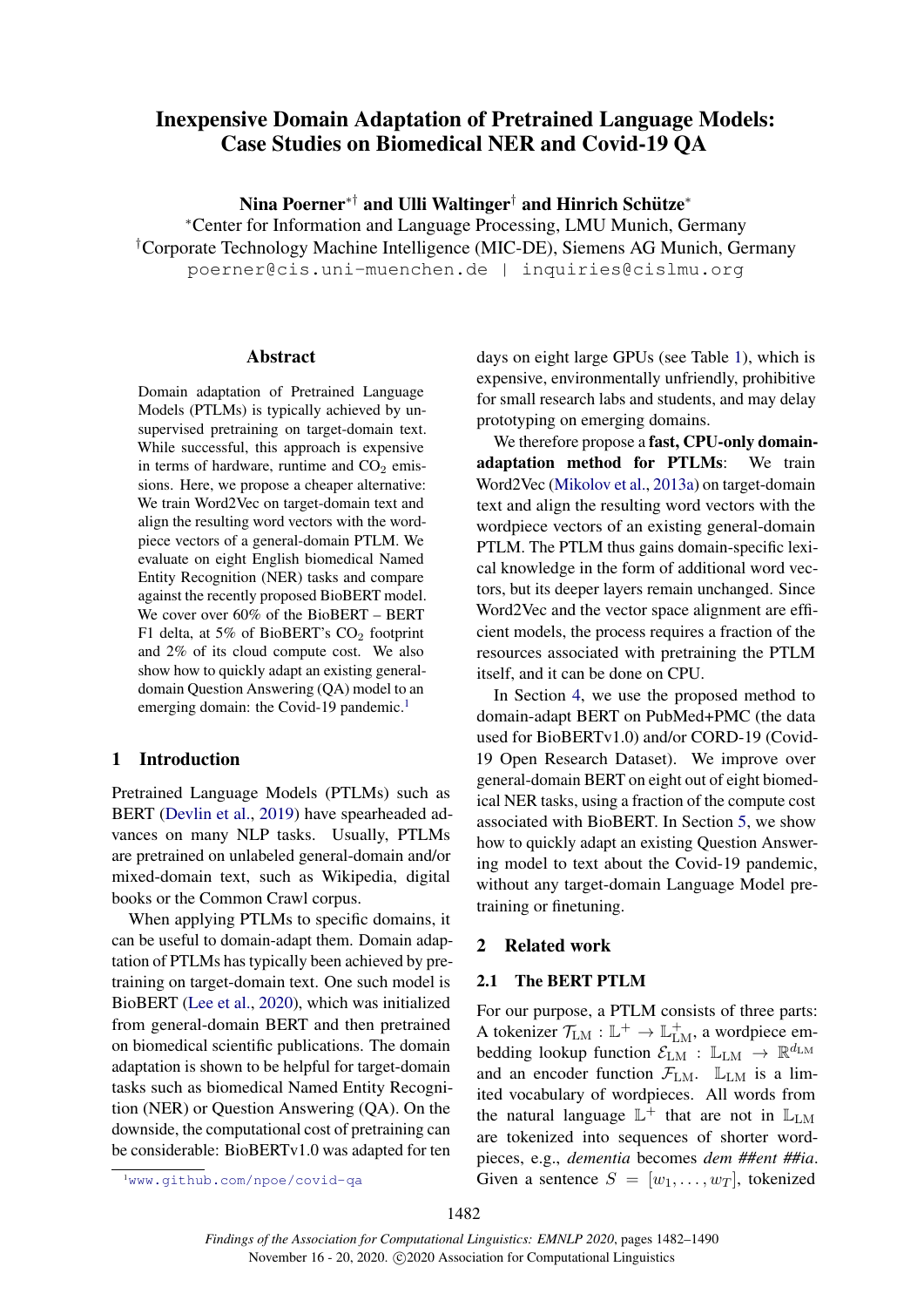# Inexpensive Domain Adaptation of Pretrained Language Models: Case Studies on Biomedical NER and Covid-19 QA

**Nina Poerner**[*†] **and Ulli Waltinger**[†] **and Hinrich Schütze**[*]

[*]Center for Information and Language Processing, LMU Munich, Germany
[†]Corporate Technology Machine Intelligence (MIC-DE), Siemens AG Munich, Germany
poerner@cis.uni-muenchen.de | inquiries@cislmu.org

## Abstract

Domain adaptation of Pretrained Language Models (PTLMs) is typically achieved by unsupervised pretraining on target-domain text. While successful, this approach is expensive in terms of hardware, runtime and $CO_2$ emissions. Here, we propose a cheaper alternative: We train Word2Vec on target-domain text and align the resulting word vectors with the wordpiece vectors of a general-domain PTLM. We evaluate on eight English biomedical Named Entity Recognition (NER) tasks and compare against the recently proposed BioBERT model. We cover over 60% of the BioBERT – BERT F1 delta, at 5% of BioBERT's $CO_2$ footprint and 2% of its cloud compute cost. We also show how to quickly adapt an existing general-domain Question Answering (QA) model to an emerging domain: the Covid-19 pandemic.[1]

## 1 Introduction

Pretrained Language Models (PTLMs) such as BERT (Devlin et al., 2019) have spearheaded advances on many NLP tasks. Usually, PTLMs are pretrained on unlabeled general-domain and/or mixed-domain text, such as Wikipedia, digital books or the Common Crawl corpus.

When applying PTLMs to specific domains, it can be useful to domain-adapt them. Domain adaptation of PTLMs has typically been achieved by pretraining on target-domain text. One such model is BioBERT (Lee et al., 2020), which was initialized from general-domain BERT and then pretrained on biomedical scientific publications. The domain adaptation is shown to be helpful for target-domain tasks such as biomedical Named Entity Recognition (NER) or Question Answering (QA). On the downside, the computational cost of pretraining can be considerable: BioBERTv1.0 was adapted for ten days on eight large GPUs (see Table 1), which is expensive, environmentally unfriendly, prohibitive for small research labs and students, and may delay prototyping on emerging domains.

We therefore propose a **fast, CPU-only domain-adaptation method for PTLMs**: We train Word2Vec (Mikolov et al., 2013a) on target-domain text and align the resulting word vectors with the wordpiece vectors of an existing general-domain PTLM. The PTLM thus gains domain-specific lexical knowledge in the form of additional word vectors, but its deeper layers remain unchanged. Since Word2Vec and the vector space alignment are efficient models, the process requires a fraction of the resources associated with pretraining the PTLM itself, and it can be done on CPU.

In Section 4, we use the proposed method to domain-adapt BERT on PubMed+PMC (the data used for BioBERTv1.0) and/or CORD-19 (Covid-19 Open Research Dataset). We improve over general-domain BERT on eight out of eight biomedical NER tasks, using a fraction of the compute cost associated with BioBERT. In Section 5, we show how to quickly adapt an existing Question Answering model to text about the Covid-19 pandemic, without any target-domain Language Model pretraining or finetuning.

## 2 Related work

### 2.1 The BERT PTLM

For our purpose, a PTLM consists of three parts: A tokenizer $\mathcal{T}_{\mathrm{LM}} : \mathbb{L}^+ \rightarrow \mathbb{L}^+_{\mathrm{LM}}$, a wordpiece embedding lookup function $\mathcal{E}_{\mathrm{LM}} : \mathbb{L}_{\mathrm{LM}} \rightarrow \mathbb{R}^{d_{\mathrm{LM}}}$ and an encoder function $\mathcal{F}_{\mathrm{LM}}$. $\mathbb{L}_{\mathrm{LM}}$ is a limited vocabulary of wordpieces. All words from the natural language $\mathbb{L}^+$ that are not in $\mathbb{L}_{\mathrm{LM}}$ are tokenized into sequences of shorter wordpieces, e.g., *dementia* becomes *dem ##ent ##ia*. Given a sentence $S = [w_1, \ldots, w_T]$, tokenized

[1] www.github.com/npoe/covid-qa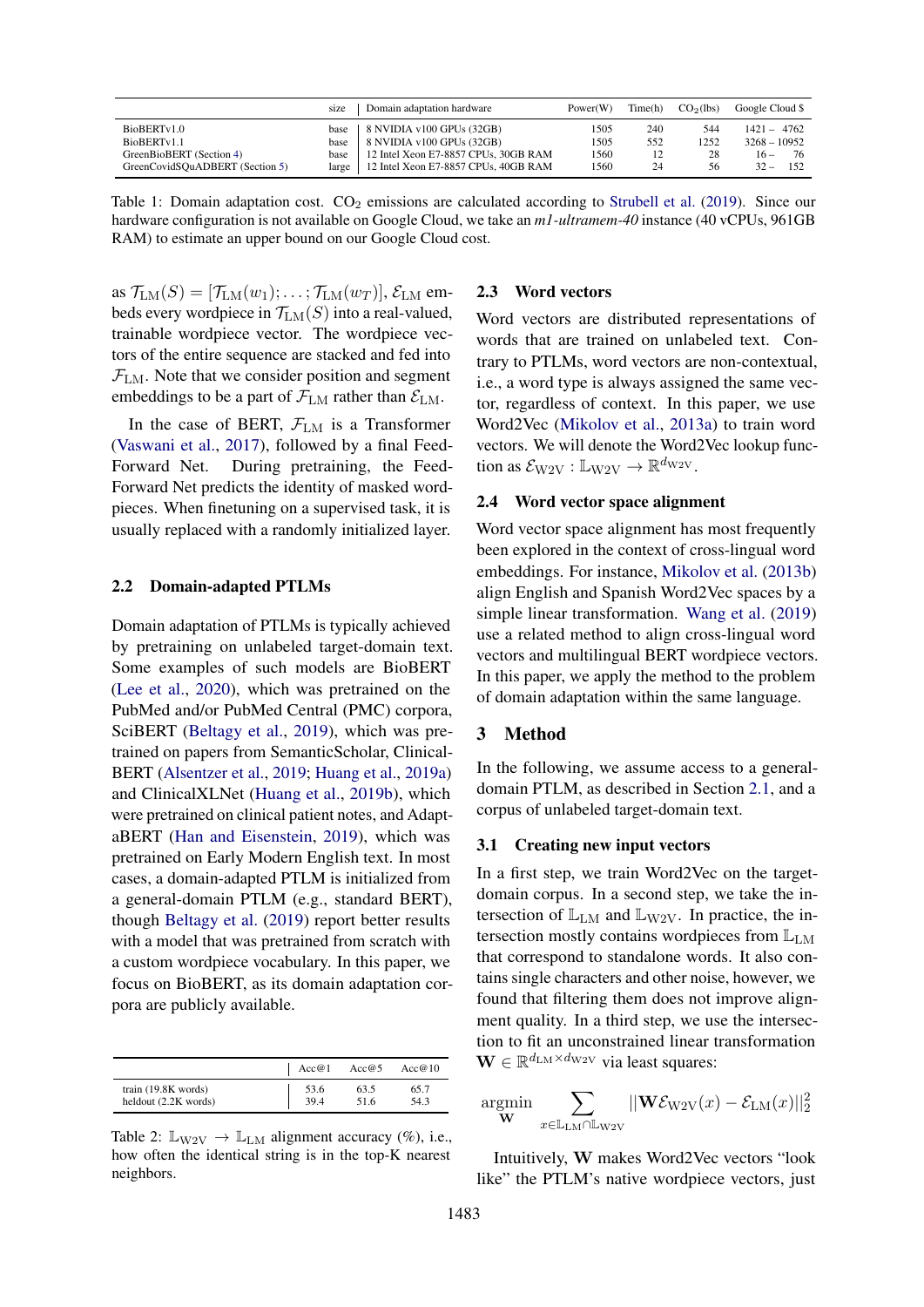| | size | Domain adaptation hardware | Power(W) | Time(h) | $CO_2$(lbs) | Google Cloud $ |
|---|---|---|---|---|---|---|
| BioBERTv1.0 | base | 8 NVIDIA v100 GPUs (32GB) | 1505 | 240 | 544 | 1421 – 4762 |
| BioBERTv1.1 | base | 8 NVIDIA v100 GPUs (32GB) | 1505 | 552 | 1252 | 3268 – 10952 |
| GreenBioBERT (Section 4) | base | 12 Intel Xeon E7-8857 CPUs, 30GB RAM | 1560 | 12 | 28 | 16 – 76 |
| GreenCovidSQuADBERT (Section 5) | large | 12 Intel Xeon E7-8857 CPUs, 40GB RAM | 1560 | 24 | 56 | 32 – 152 |

Table 1: Domain adaptation cost. $CO_2$ emissions are calculated according to Strubell et al. (2019). Since our hardware configuration is not available on Google Cloud, we take an *m1-ultramem-40* instance (40 vCPUs, 961GB RAM) to estimate an upper bound on our Google Cloud cost.

as $\mathcal{T}_{\mathrm{LM}}(S) = [\mathcal{T}_{\mathrm{LM}}(w_1); \ldots; \mathcal{T}_{\mathrm{LM}}(w_T)]$, $\mathcal{E}_{\mathrm{LM}}$ embeds every wordpiece in $\mathcal{T}_{\mathrm{LM}}(S)$ into a real-valued, trainable wordpiece vector. The wordpiece vectors of the entire sequence are stacked and fed into $\mathcal{F}_{\mathrm{LM}}$. Note that we consider position and segment embeddings to be a part of $\mathcal{F}_{\mathrm{LM}}$ rather than $\mathcal{E}_{\mathrm{LM}}$.

In the case of BERT, $\mathcal{F}_{\mathrm{LM}}$ is a Transformer (Vaswani et al., 2017), followed by a final Feed-Forward Net. During pretraining, the Feed-Forward Net predicts the identity of masked wordpieces. When finetuning on a supervised task, it is usually replaced with a randomly initialized layer.

### 2.2 Domain-adapted PTLMs

Domain adaptation of PTLMs is typically achieved by pretraining on unlabeled target-domain text. Some examples of such models are BioBERT (Lee et al., 2020), which was pretrained on the PubMed and/or PubMed Central (PMC) corpora, SciBERT (Beltagy et al., 2019), which was pretrained on papers from SemanticScholar, ClinicalBERT (Alsentzer et al., 2019; Huang et al., 2019a) and ClinicalXLNet (Huang et al., 2019b), which were pretrained on clinical patient notes, and AdaptaBERT (Han and Eisenstein, 2019), which was pretrained on Early Modern English text. In most cases, a domain-adapted PTLM is initialized from a general-domain PTLM (e.g., standard BERT), though Beltagy et al. (2019) report better results with a model that was pretrained from scratch with a custom wordpiece vocabulary. In this paper, we focus on BioBERT, as its domain adaptation corpora are publicly available.

| | Acc@1 | Acc@5 | Acc@10 |
|---|---|---|---|
| train (19.8K words) | 53.6 | 63.5 | 65.7 |
| heldout (2.2K words) | 39.4 | 51.6 | 54.3 |

Table 2: $\mathbb{L}_{\mathrm{W2V}} \rightarrow \mathbb{L}_{\mathrm{LM}}$ alignment accuracy (%), i.e., how often the identical string is in the top-K nearest neighbors.

### 2.3 Word vectors

Word vectors are distributed representations of words that are trained on unlabeled text. Contrary to PTLMs, word vectors are non-contextual, i.e., a word type is always assigned the same vector, regardless of context. In this paper, we use Word2Vec (Mikolov et al., 2013a) to train word vectors. We will denote the Word2Vec lookup function as $\mathcal{E}_{\mathrm{W2V}} : \mathbb{L}_{\mathrm{W2V}} \rightarrow \mathbb{R}^{d_{\mathrm{W2V}}}$.

### 2.4 Word vector space alignment

Word vector space alignment has most frequently been explored in the context of cross-lingual word embeddings. For instance, Mikolov et al. (2013b) align English and Spanish Word2Vec spaces by a simple linear transformation. Wang et al. (2019) use a related method to align cross-lingual word vectors and multilingual BERT wordpiece vectors. In this paper, we apply the method to the problem of domain adaptation within the same language.

## 3 Method

In the following, we assume access to a general-domain PTLM, as described in Section 2.1, and a corpus of unlabeled target-domain text.

### 3.1 Creating new input vectors

In a first step, we train Word2Vec on the target-domain corpus. In a second step, we take the intersection of $\mathbb{L}_{\mathrm{LM}}$ and $\mathbb{L}_{\mathrm{W2V}}$. In practice, the intersection mostly contains wordpieces from $\mathbb{L}_{\mathrm{LM}}$ that correspond to standalone words. It also contains single characters and other noise, however, we found that filtering them does not improve alignment quality. In a third step, we use the intersection to fit an unconstrained linear transformation $\mathbf{W} \in \mathbb{R}^{d_{\mathrm{LM}} \times d_{\mathrm{W2V}}}$ via least squares:

$$\underset{\mathbf{W}}{\operatorname{argmin}} \sum_{x \in \mathbb{L}_{\mathrm{LM}} \cap \mathbb{L}_{\mathrm{W2V}}} ||\mathbf{W}\mathcal{E}_{\mathrm{W2V}}(x) - \mathcal{E}_{\mathrm{LM}}(x)||_2^2$$

Intuitively, $\mathbf{W}$ makes Word2Vec vectors "look like" the PTLM's native wordpiece vectors, just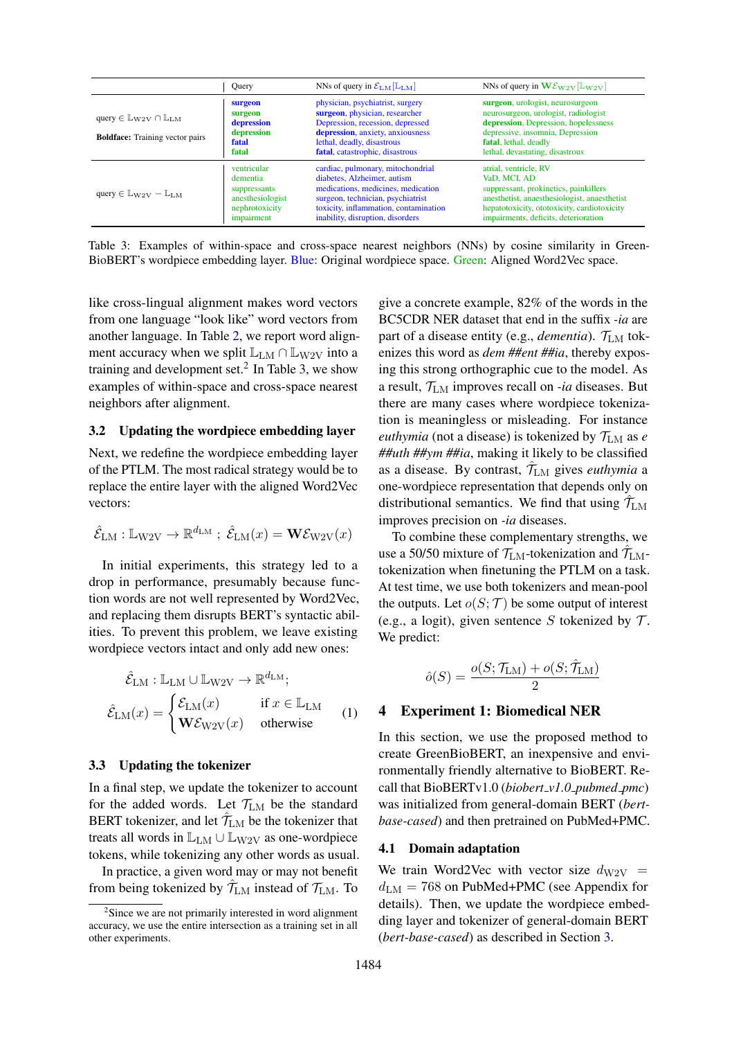| | Query | NNs of query in $\mathcal{E}_{\text{LM}}[\mathbb{L}_{\text{LM}}]$ | NNs of query in $\mathbf{W}\mathcal{E}_{\text{W2V}}[\mathbb{L}_{\text{W2V}}]$ |
|---|---|---|---|
| query $\in \mathbb{L}_{\text{W2V}} \cap \mathbb{L}_{\text{LM}}$ | **surgeon** | physician, psychiatrist, surgery | **surgeon**, urologist, neurosurgeon |
| | **surgeon** | **surgeon**, physician, researcher | neurosurgeon, urologist, radiologist |
| **Boldface:** Training vector pairs | **depression** | Depression, recession, depressed | **depression**, Depression, hopelessness |
| | **depression** | **depression**, anxiety, anxiousness | depressive, insomnia, Depression |
| | **fatal** | lethal, deadly, disastrous | **fatal**, lethal, deadly |
| | **fatal** | **fatal**, catastrophic, disastrous | lethal, devastating, disastrous |
| query $\in \mathbb{L}_{\text{W2V}} - \mathbb{L}_{\text{LM}}$ | ventricular | cardiac, pulmonary, mitochondrial | atrial, ventricle, RV |
| | dementia | diabetes, Alzheimer, autism | VaD, MCI, AD |
| | suppressants | medications, medicines, medication | suppressant, prokinetics, painkillers |
| | anesthesiologist | surgeon, technician, psychiatrist | anesthetist, anaesthesiologist, anaesthetist |
| | nephrotoxicity | toxicity, inflammation, contamination | hepatotoxicity, ototoxicity, cardiotoxicity |
| | impairment | inability, disruption, disorders | impairments, deficits, deterioration |

Table 3: Examples of within-space and cross-space nearest neighbors (NNs) by cosine similarity in GreenBioBERT's wordpiece embedding layer. Blue: Original wordpiece space. Green: Aligned Word2Vec space.

like cross-lingual alignment makes word vectors from one language "look like" word vectors from another language. In Table 2, we report word alignment accuracy when we split $\mathbb{L}_{\text{LM}} \cap \mathbb{L}_{\text{W2V}}$ into a training and development set.[2] In Table 3, we show examples of within-space and cross-space nearest neighbors after alignment.

### 3.2 Updating the wordpiece embedding layer

Next, we redefine the wordpiece embedding layer of the PTLM. The most radical strategy would be to replace the entire layer with the aligned Word2Vec vectors:

$$\hat{\mathcal{E}}_{\text{LM}} : \mathbb{L}_{\text{W2V}} \rightarrow \mathbb{R}^{d_{\text{LM}}} \; ; \; \hat{\mathcal{E}}_{\text{LM}}(x) = \mathbf{W}\mathcal{E}_{\text{W2V}}(x)$$

In initial experiments, this strategy led to a drop in performance, presumably because function words are not well represented by Word2Vec, and replacing them disrupts BERT's syntactic abilities. To prevent this problem, we leave existing wordpiece vectors intact and only add new ones:

$$\hat{\mathcal{E}}_{\text{LM}} : \mathbb{L}_{\text{LM}} \cup \mathbb{L}_{\text{W2V}} \rightarrow \mathbb{R}^{d_{\text{LM}}};$$
$$\hat{\mathcal{E}}_{\text{LM}}(x) = \begin{cases} \mathcal{E}_{\text{LM}}(x) & \text{if } x \in \mathbb{L}_{\text{LM}} \\ \mathbf{W}\mathcal{E}_{\text{W2V}}(x) & \text{otherwise} \end{cases} \quad (1)$$

### 3.3 Updating the tokenizer

In a final step, we update the tokenizer to account for the added words. Let $\mathcal{T}_{\text{LM}}$ be the standard BERT tokenizer, and let $\hat{\mathcal{T}}_{\text{LM}}$ be the tokenizer that treats all words in $\mathbb{L}_{\text{LM}} \cup \mathbb{L}_{\text{W2V}}$ as one-wordpiece tokens, while tokenizing any other words as usual.

In practice, a given word may or may not benefit from being tokenized by $\hat{\mathcal{T}}_{\text{LM}}$ instead of $\mathcal{T}_{\text{LM}}$. To give a concrete example, 82% of the words in the BC5CDR NER dataset that end in the suffix *-ia* are part of a disease entity (e.g., *dementia*). $\mathcal{T}_{\text{LM}}$ tokenizes this word as *dem ##ent ##ia*, thereby exposing this strong orthographic cue to the model. As a result, $\mathcal{T}_{\text{LM}}$ improves recall on *-ia* diseases. But there are many cases where wordpiece tokenization is meaningless or misleading. For instance *euthymia* (not a disease) is tokenized by $\mathcal{T}_{\text{LM}}$ as *e ##uth ##ym ##ia*, making it likely to be classified as a disease. By contrast, $\hat{\mathcal{T}}_{\text{LM}}$ gives *euthymia* a one-wordpiece representation that depends only on distributional semantics. We find that using $\hat{\mathcal{T}}_{\text{LM}}$ improves precision on *-ia* diseases.

To combine these complementary strengths, we use a 50/50 mixture of $\mathcal{T}_{\text{LM}}$-tokenization and $\hat{\mathcal{T}}_{\text{LM}}$-tokenization when finetuning the PTLM on a task. At test time, we use both tokenizers and mean-pool the outputs. Let $o(S; \mathcal{T})$ be some output of interest (e.g., a logit), given sentence $S$ tokenized by $\mathcal{T}$. We predict:

$$\hat{o}(S) = \frac{o(S; \mathcal{T}_{\text{LM}}) + o(S; \hat{\mathcal{T}}_{\text{LM}})}{2}$$

## 4 Experiment 1: Biomedical NER

In this section, we use the proposed method to create GreenBioBERT, an inexpensive and environmentally friendly alternative to BioBERT. Recall that BioBERTv1.0 (*biobert_v1.0_pubmed_pmc*) was initialized from general-domain BERT (*bert-base-cased*) and then pretrained on PubMed+PMC.

### 4.1 Domain adaptation

We train Word2Vec with vector size $d_{\text{W2V}} = d_{\text{LM}} = 768$ on PubMed+PMC (see Appendix for details). Then, we update the wordpiece embedding layer and tokenizer of general-domain BERT (*bert-base-cased*) as described in Section 3.

[2] Since we are not primarily interested in word alignment accuracy, we use the entire intersection as a training set in all other experiments.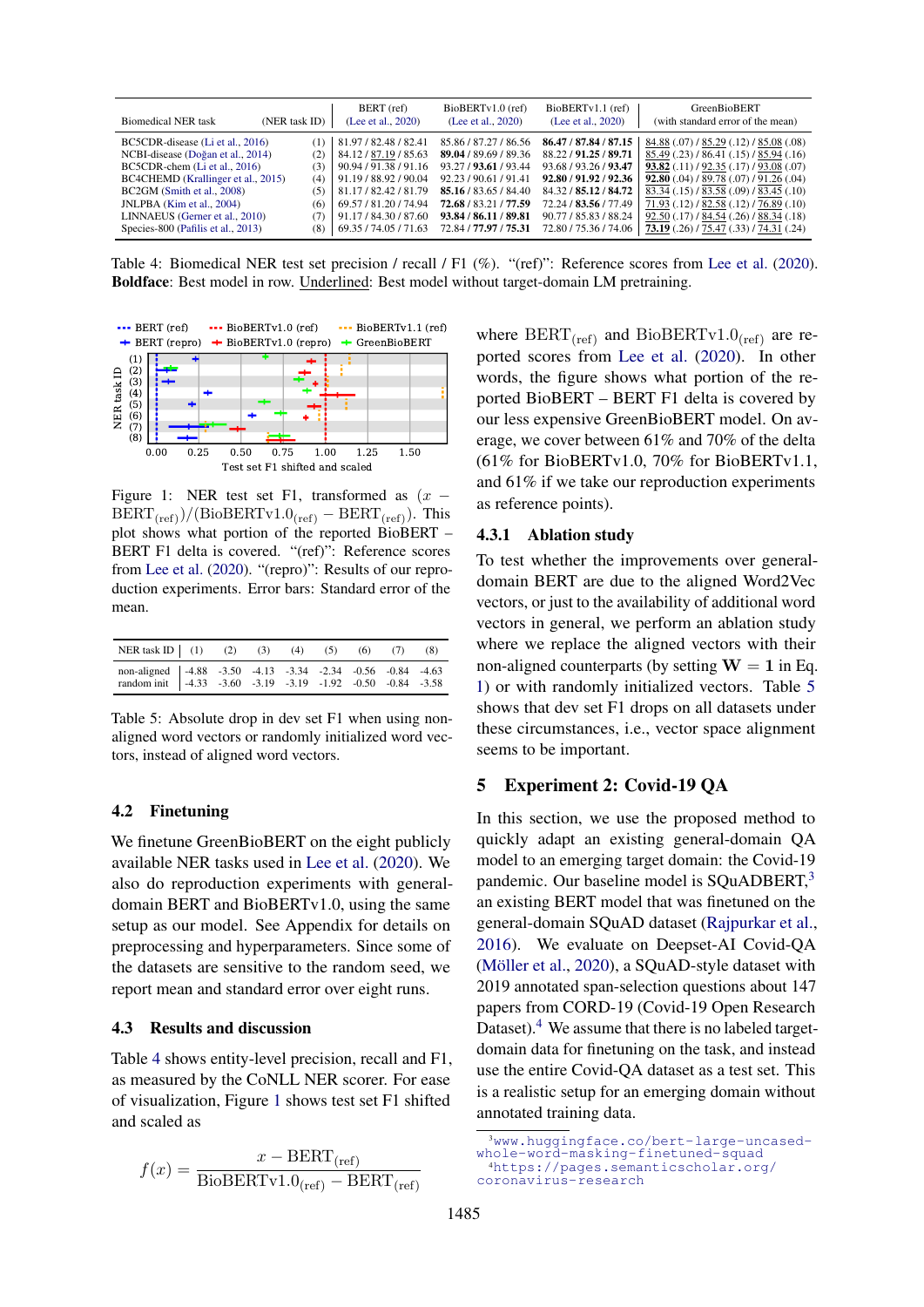| Biomedical NER task | (NER task ID) | BERT (ref) (Lee et al., 2020) | BioBERTv1.0 (ref) (Lee et al., 2020) | BioBERTv1.1 (ref) (Lee et al., 2020) | GreenBioBERT (with standard error of the mean) |
|---|---|---|---|---|---|
| BC5CDR-disease (Li et al., 2016) | (1) | 81.97 / 82.48 / 82.41 | 85.86 / 87.27 / 86.56 | **86.47** / **87.84** / **87.15** | <u>84.88</u> (.07) / <u>85.29</u> (.12) / <u>85.08</u> (.08) |
| NCBI-disease (Doğan et al., 2014) | (2) | 84.12 / <u>87.19</u> / 85.63 | **89.04** / 89.69 / 89.36 | 88.22 / **91.25** / **89.71** | <u>85.49</u> (.23) / 86.41 (.15) / <u>85.94</u> (.16) |
| BC5CDR-chem (Li et al., 2016) | (3) | 90.94 / 91.38 / 91.16 | 93.27 / **93.61** / 93.44 | 93.68 / 93.26 / **93.47** | **<u>93.82</u>** (.11) / <u>92.35</u> (.17) / <u>93.08</u> (.07) |
| BC4CHEMD (Krallinger et al., 2015) | (4) | 91.19 / 88.92 / 90.04 | 92.23 / 90.61 / 91.41 | **92.80** / **91.92** / **92.36** | **<u>92.80</u>** (.04) / <u>89.78</u> (.07) / <u>91.26</u> (.04) |
| BC2GM (Smith et al., 2008) | (5) | 81.17 / 82.42 / 81.79 | **85.16** / 83.65 / 84.40 | 84.32 / **85.12** / **84.72** | <u>83.34</u> (.15) / <u>83.58</u> (.09) / <u>83.45</u> (.10) |
| JNLPBA (Kim et al., 2004) | (6) | 69.57 / 81.20 / 74.94 | **72.68** / 83.21 / **77.59** | 72.24 / **83.56** / 77.49 | <u>71.93</u> (.12) / <u>82.58</u> (.12) / <u>76.89</u> (.10) |
| LINNAEUS (Gerner et al., 2010) | (7) | 91.17 / 84.30 / 87.60 | **93.84** / **86.11** / **89.81** | 90.77 / 85.83 / 88.24 | <u>92.50</u> (.17) / <u>84.54</u> (.26) / <u>88.34</u> (.18) |
| Species-800 (Pafilis et al., 2013) | (8) | 69.35 / 74.05 / 71.63 | 72.84 / **77.97** / **75.31** | 72.80 / 75.36 / 74.06 | **<u>73.19</u>** (.26) / <u>75.47</u> (.33) / <u>74.31</u> (.24) |

Table 4: Biomedical NER test set precision / recall / F1 (%). "(ref)": Reference scores from Lee et al. (2020). **Boldface**: Best model in row. <u>Underlined</u>: Best model without target-domain LM pretraining.

Figure 1: NER test set F1, transformed as $(x - \text{BERT}_{\text{(ref)}})/(\text{BioBERTv1.0}_{\text{(ref)}} - \text{BERT}_{\text{(ref)}})$. This plot shows what portion of the reported BioBERT – BERT F1 delta is covered. "(ref)": Reference scores from Lee et al. (2020). "(repro)": Results of our reproduction experiments. Error bars: Standard error of the mean.

| NER task ID | (1) | (2) | (3) | (4) | (5) | (6) | (7) | (8) |
|---|---|---|---|---|---|---|---|---|
| non-aligned | -4.88 | -3.50 | -4.13 | -3.34 | -2.34 | -0.56 | -0.84 | -4.63 |
| random init | -4.33 | -3.60 | -3.19 | -3.19 | -1.92 | -0.50 | -0.84 | -3.58 |

Table 5: Absolute drop in dev set F1 when using non-aligned word vectors or randomly initialized word vectors, instead of aligned word vectors.

## 4.2 Finetuning

We finetune GreenBioBERT on the eight publicly available NER tasks used in Lee et al. (2020). We also do reproduction experiments with general-domain BERT and BioBERTv1.0, using the same setup as our model. See Appendix for details on preprocessing and hyperparameters. Since some of the datasets are sensitive to the random seed, we report mean and standard error over eight runs.

## 4.3 Results and discussion

Table 4 shows entity-level precision, recall and F1, as measured by the CoNLL NER scorer. For ease of visualization, Figure 1 shows test set F1 shifted and scaled as

$$f(x) = \frac{x - \text{BERT}_{\text{(ref)}}}{\text{BioBERTv1.0}_{\text{(ref)}} - \text{BERT}_{\text{(ref)}}}$$

where $\text{BERT}_{\text{(ref)}}$ and $\text{BioBERTv1.0}_{\text{(ref)}}$ are reported scores from Lee et al. (2020). In other words, the figure shows what portion of the reported BioBERT – BERT F1 delta is covered by our less expensive GreenBioBERT model. On average, we cover between 61% and 70% of the delta (61% for BioBERTv1.0, 70% for BioBERTv1.1, and 61% if we take our reproduction experiments as reference points).

### 4.3.1 Ablation study

To test whether the improvements over general-domain BERT are due to the aligned Word2Vec vectors, or just to the availability of additional word vectors in general, we perform an ablation study where we replace the aligned vectors with their non-aligned counterparts (by setting $\mathbf{W} = \mathbf{1}$ in Eq. 1) or with randomly initialized vectors. Table 5 shows that dev set F1 drops on all datasets under these circumstances, i.e., vector space alignment seems to be important.

# 5 Experiment 2: Covid-19 QA

In this section, we use the proposed method to quickly adapt an existing general-domain QA model to an emerging target domain: the Covid-19 pandemic. Our baseline model is SQuADBERT,[3] an existing BERT model that was finetuned on the general-domain SQuAD dataset (Rajpurkar et al., 2016). We evaluate on Deepset-AI Covid-QA (Möller et al., 2020), a SQuAD-style dataset with 2019 annotated span-selection questions about 147 papers from CORD-19 (Covid-19 Open Research Dataset).[4] We assume that there is no labeled target-domain data for finetuning on the task, and instead use the entire Covid-QA dataset as a test set. This is a realistic setup for an emerging domain without annotated training data.

[3] www.huggingface.co/bert-large-uncased-whole-word-masking-finetuned-squad

[4] https://pages.semanticscholar.org/coronavirus-research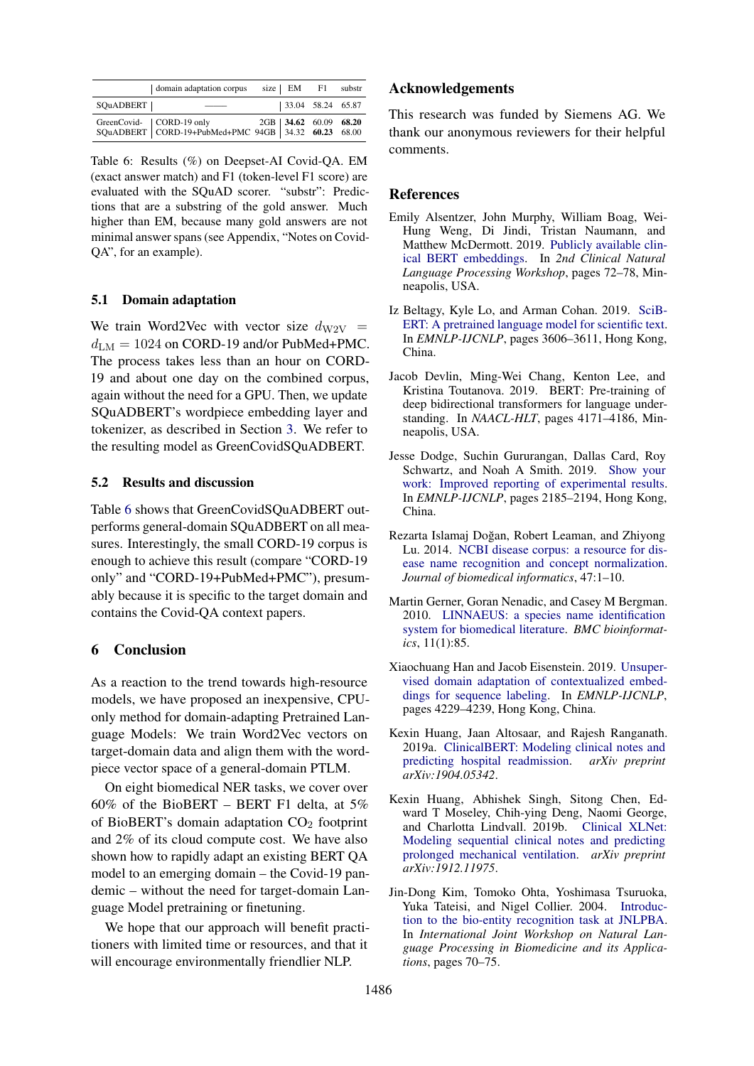| | domain adaptation corpus | size | EM | F1 | substr |
|---|---|---|---|---|---|
| SQuADBERT | —— | | 33.04 | 58.24 | 65.87 |
| GreenCovid-SQuADBERT | CORD-19 only | 2GB | **34.62** | 60.09 | **68.20** |
| | CORD-19+PubMed+PMC | 94GB | 34.32 | **60.23** | 68.00 |

Table 6: Results (%) on Deepset-AI Covid-QA. EM (exact answer match) and F1 (token-level F1 score) are evaluated with the SQuAD scorer. "substr": Predictions that are a substring of the gold answer. Much higher than EM, because many gold answers are not minimal answer spans (see Appendix, "Notes on Covid-QA", for an example).

### 5.1 Domain adaptation

We train Word2Vec with vector size $d_{\mathrm{W2V}} = d_{\mathrm{LM}} = 1024$ on CORD-19 and/or PubMed+PMC. The process takes less than an hour on CORD-19 and about one day on the combined corpus, again without the need for a GPU. Then, we update SQuADBERT's wordpiece embedding layer and tokenizer, as described in Section 3. We refer to the resulting model as GreenCovidSQuADBERT.

### 5.2 Results and discussion

Table 6 shows that GreenCovidSQuADBERT outperforms general-domain SQuADBERT on all measures. Interestingly, the small CORD-19 corpus is enough to achieve this result (compare "CORD-19 only" and "CORD-19+PubMed+PMC"), presumably because it is specific to the target domain and contains the Covid-QA context papers.

## 6 Conclusion

As a reaction to the trend towards high-resource models, we have proposed an inexpensive, CPU-only method for domain-adapting Pretrained Language Models: We train Word2Vec vectors on target-domain data and align them with the wordpiece vector space of a general-domain PTLM.

On eight biomedical NER tasks, we cover over 60% of the BioBERT – BERT F1 delta, at 5% of BioBERT's domain adaptation $CO_2$ footprint and 2% of its cloud compute cost. We have also shown how to rapidly adapt an existing BERT QA model to an emerging domain – the Covid-19 pandemic – without the need for target-domain Language Model pretraining or finetuning.

We hope that our approach will benefit practitioners with limited time or resources, and that it will encourage environmentally friendlier NLP.

## Acknowledgements

This research was funded by Siemens AG. We thank our anonymous reviewers for their helpful comments.

## References

Emily Alsentzer, John Murphy, William Boag, Wei-Hung Weng, Di Jindi, Tristan Naumann, and Matthew McDermott. 2019. Publicly available clinical BERT embeddings. In *2nd Clinical Natural Language Processing Workshop*, pages 72–78, Minneapolis, USA.

Iz Beltagy, Kyle Lo, and Arman Cohan. 2019. SciBERT: A pretrained language model for scientific text. In *EMNLP-IJCNLP*, pages 3606–3611, Hong Kong, China.

Jacob Devlin, Ming-Wei Chang, Kenton Lee, and Kristina Toutanova. 2019. BERT: Pre-training of deep bidirectional transformers for language understanding. In *NAACL-HLT*, pages 4171–4186, Minneapolis, USA.

Jesse Dodge, Suchin Gururangan, Dallas Card, Roy Schwartz, and Noah A Smith. 2019. Show your work: Improved reporting of experimental results. In *EMNLP-IJCNLP*, pages 2185–2194, Hong Kong, China.

Rezarta Islamaj Doğan, Robert Leaman, and Zhiyong Lu. 2014. NCBI disease corpus: a resource for disease name recognition and concept normalization. *Journal of biomedical informatics*, 47:1–10.

Martin Gerner, Goran Nenadic, and Casey M Bergman. 2010. LINNAEUS: a species name identification system for biomedical literature. *BMC bioinformatics*, 11(1):85.

Xiaochuang Han and Jacob Eisenstein. 2019. Unsupervised domain adaptation of contextualized embeddings for sequence labeling. In *EMNLP-IJCNLP*, pages 4229–4239, Hong Kong, China.

Kexin Huang, Jaan Altosaar, and Rajesh Ranganath. 2019a. ClinicalBERT: Modeling clinical notes and predicting hospital readmission. *arXiv preprint arXiv:1904.05342*.

Kexin Huang, Abhishek Singh, Sitong Chen, Edward T Moseley, Chih-ying Deng, Naomi George, and Charlotta Lindvall. 2019b. Clinical XLNet: Modeling sequential clinical notes and predicting prolonged mechanical ventilation. *arXiv preprint arXiv:1912.11975*.

Jin-Dong Kim, Tomoko Ohta, Yoshimasa Tsuruoka, Yuka Tateisi, and Nigel Collier. 2004. Introduction to the bio-entity recognition task at JNLPBA. In *International Joint Workshop on Natural Language Processing in Biomedicine and its Applications*, pages 70–75.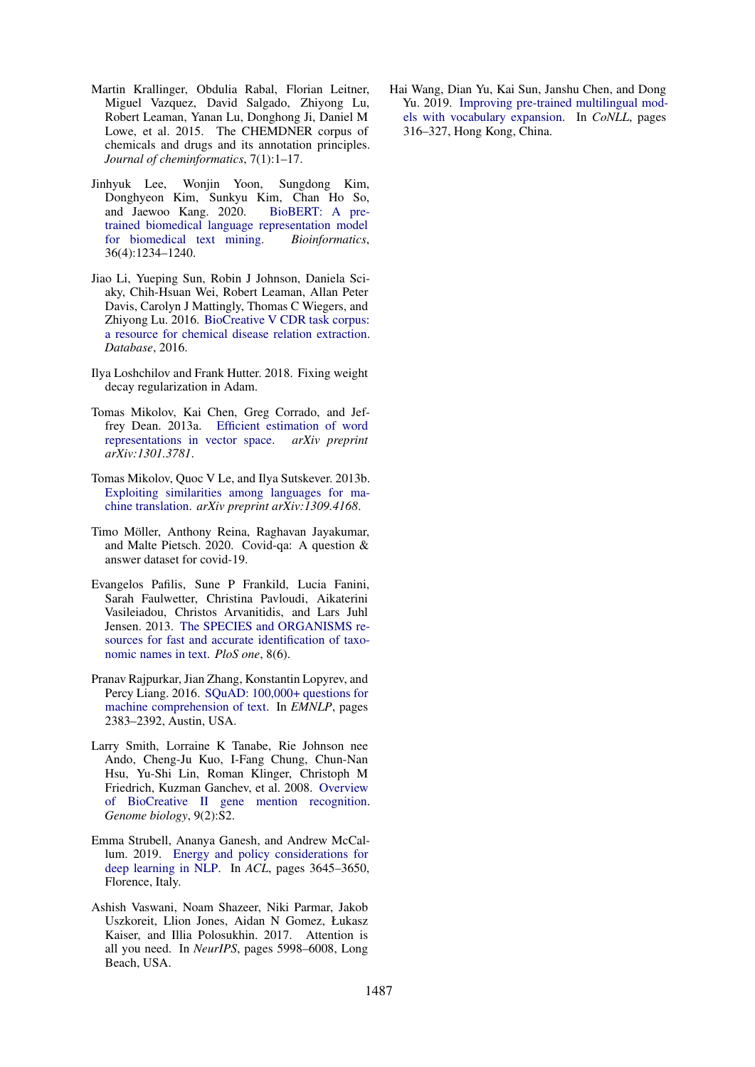Martin Krallinger, Obdulia Rabal, Florian Leitner, Miguel Vazquez, David Salgado, Zhiyong Lu, Robert Leaman, Yanan Lu, Donghong Ji, Daniel M Lowe, et al. 2015. The CHEMDNER corpus of chemicals and drugs and its annotation principles. *Journal of cheminformatics*, 7(1):1–17.

Jinhyuk Lee, Wonjin Yoon, Sungdong Kim, Donghyeon Kim, Sunkyu Kim, Chan Ho So, and Jaewoo Kang. 2020. BioBERT: A pre-trained biomedical language representation model for biomedical text mining. *Bioinformatics*, 36(4):1234–1240.

Jiao Li, Yueping Sun, Robin J Johnson, Daniela Sciaky, Chih-Hsuan Wei, Robert Leaman, Allan Peter Davis, Carolyn J Mattingly, Thomas C Wiegers, and Zhiyong Lu. 2016. BioCreative V CDR task corpus: a resource for chemical disease relation extraction. *Database*, 2016.

Ilya Loshchilov and Frank Hutter. 2018. Fixing weight decay regularization in Adam.

Tomas Mikolov, Kai Chen, Greg Corrado, and Jeffrey Dean. 2013a. Efficient estimation of word representations in vector space. *arXiv preprint arXiv:1301.3781*.

Tomas Mikolov, Quoc V Le, and Ilya Sutskever. 2013b. Exploiting similarities among languages for machine translation. *arXiv preprint arXiv:1309.4168*.

Timo Möller, Anthony Reina, Raghavan Jayakumar, and Malte Pietsch. 2020. Covid-qa: A question & answer dataset for covid-19.

Evangelos Pafilis, Sune P Frankild, Lucia Fanini, Sarah Faulwetter, Christina Pavloudi, Aikaterini Vasileiadou, Christos Arvanitidis, and Lars Juhl Jensen. 2013. The SPECIES and ORGANISMS resources for fast and accurate identification of taxonomic names in text. *PloS one*, 8(6).

Pranav Rajpurkar, Jian Zhang, Konstantin Lopyrev, and Percy Liang. 2016. SQuAD: 100,000+ questions for machine comprehension of text. In *EMNLP*, pages 2383–2392, Austin, USA.

Larry Smith, Lorraine K Tanabe, Rie Johnson nee Ando, Cheng-Ju Kuo, I-Fang Chung, Chun-Nan Hsu, Yu-Shi Lin, Roman Klinger, Christoph M Friedrich, Kuzman Ganchev, et al. 2008. Overview of BioCreative II gene mention recognition. *Genome biology*, 9(2):S2.

Emma Strubell, Ananya Ganesh, and Andrew McCallum. 2019. Energy and policy considerations for deep learning in NLP. In *ACL*, pages 3645–3650, Florence, Italy.

Ashish Vaswani, Noam Shazeer, Niki Parmar, Jakob Uszkoreit, Llion Jones, Aidan N Gomez, Łukasz Kaiser, and Illia Polosukhin. 2017. Attention is all you need. In *NeurIPS*, pages 5998–6008, Long Beach, USA.

Hai Wang, Dian Yu, Kai Sun, Janshu Chen, and Dong Yu. 2019. Improving pre-trained multilingual models with vocabulary expansion. In *CoNLL*, pages 316–327, Hong Kong, China.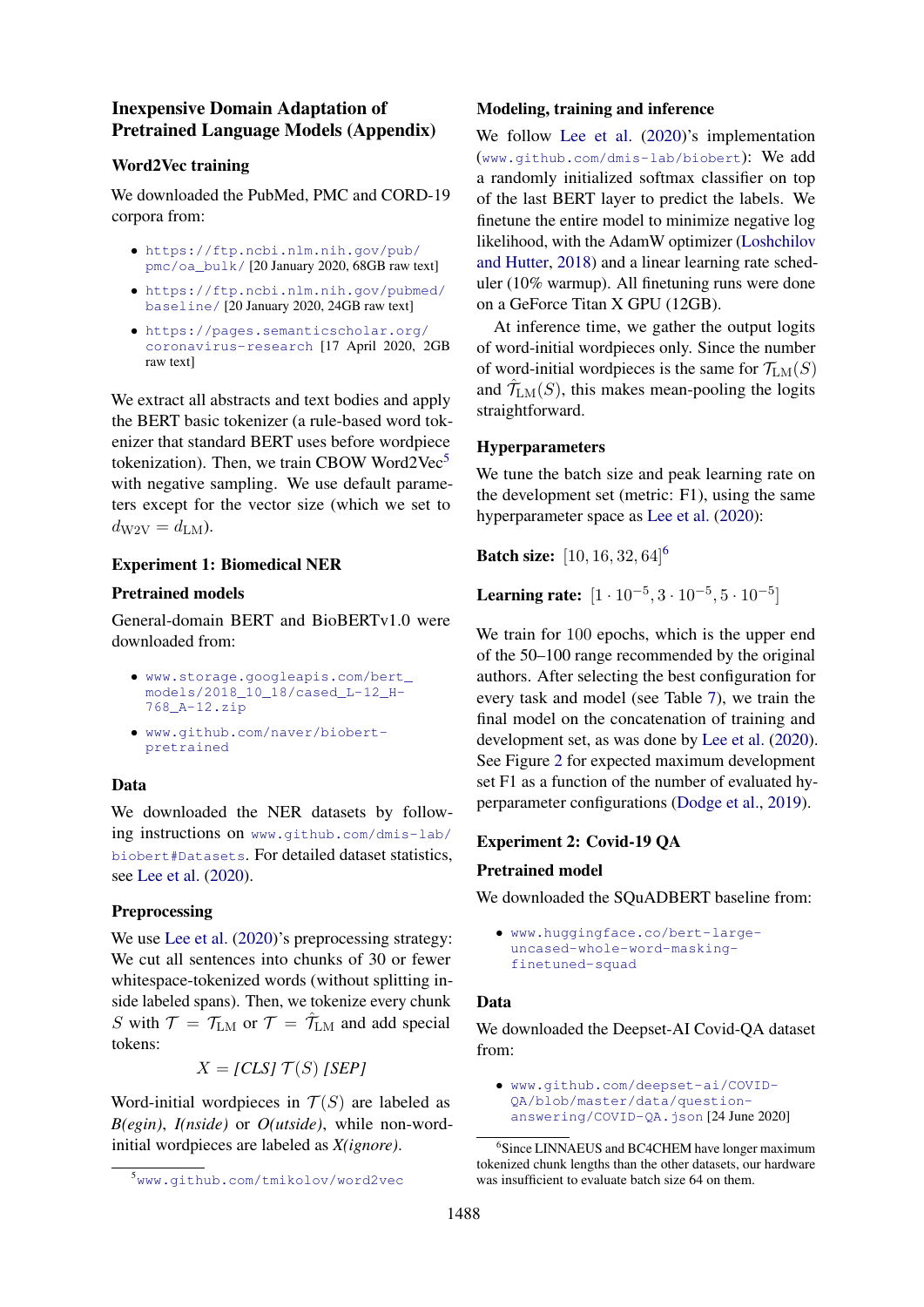# Inexpensive Domain Adaptation of Pretrained Language Models (Appendix)

## Word2Vec training

We downloaded the PubMed, PMC and CORD-19 corpora from:

- https://ftp.ncbi.nlm.nih.gov/pub/pmc/oa_bulk/ [20 January 2020, 68GB raw text]
- https://ftp.ncbi.nlm.nih.gov/pubmed/baseline/ [20 January 2020, 24GB raw text]
- https://pages.semanticscholar.org/coronavirus-research [17 April 2020, 2GB raw text]

We extract all abstracts and text bodies and apply the BERT basic tokenizer (a rule-based word tokenizer that standard BERT uses before wordpiece tokenization). Then, we train CBOW Word2Vec[5] with negative sampling. We use default parameters except for the vector size (which we set to $d_{\mathrm{W2V}} = d_{\mathrm{LM}}$).

## Experiment 1: Biomedical NER

### Pretrained models

General-domain BERT and BioBERTv1.0 were downloaded from:

- www.storage.googleapis.com/bert_models/2018_10_18/cased_L-12_H-768_A-12.zip
- www.github.com/naver/biobert-pretrained

### Data

We downloaded the NER datasets by following instructions on www.github.com/dmis-lab/biobert#Datasets. For detailed dataset statistics, see Lee et al. (2020).

### Preprocessing

We use Lee et al. (2020)'s preprocessing strategy: We cut all sentences into chunks of 30 or fewer whitespace-tokenized words (without splitting inside labeled spans). Then, we tokenize every chunk $S$ with $\mathcal{T} = \mathcal{T}_{\mathrm{LM}}$ or $\mathcal{T} = \hat{\mathcal{T}}_{\mathrm{LM}}$ and add special tokens:

$$X = \textit{[CLS]}\ \mathcal{T}(S)\ \textit{[SEP]}$$

Word-initial wordpieces in $\mathcal{T}(S)$ are labeled as *B(egin)*, *I(nside)* or *O(utside)*, while non-word-initial wordpieces are labeled as *X(ignore)*.

### Modeling, training and inference

We follow Lee et al. (2020)'s implementation (www.github.com/dmis-lab/biobert): We add a randomly initialized softmax classifier on top of the last BERT layer to predict the labels. We finetune the entire model to minimize negative log likelihood, with the AdamW optimizer (Loshchilov and Hutter, 2018) and a linear learning rate scheduler (10% warmup). All finetuning runs were done on a GeForce Titan X GPU (12GB).

At inference time, we gather the output logits of word-initial wordpieces only. Since the number of word-initial wordpieces is the same for $\mathcal{T}_{\mathrm{LM}}(S)$ and $\hat{\mathcal{T}}_{\mathrm{LM}}(S)$, this makes mean-pooling the logits straightforward.

### Hyperparameters

We tune the batch size and peak learning rate on the development set (metric: F1), using the same hyperparameter space as Lee et al. (2020):

**Batch size:** $[10, 16, 32, 64]$[6]

**Learning rate:** $[1 \cdot 10^{-5}, 3 \cdot 10^{-5}, 5 \cdot 10^{-5}]$

We train for 100 epochs, which is the upper end of the 50–100 range recommended by the original authors. After selecting the best configuration for every task and model (see Table 7), we train the final model on the concatenation of training and development set, as was done by Lee et al. (2020). See Figure 2 for expected maximum development set F1 as a function of the number of evaluated hyperparameter configurations (Dodge et al., 2019).

## Experiment 2: Covid-19 QA

### Pretrained model

We downloaded the SQuADBERT baseline from:

- www.huggingface.co/bert-large-uncased-whole-word-masking-finetuned-squad

### Data

We downloaded the Deepset-AI Covid-QA dataset from:

- www.github.com/deepset-ai/COVID-QA/blob/master/data/question-answering/COVID-QA.json [24 June 2020]

[5] www.github.com/tmikolov/word2vec

[6] Since LINNAEUS and BC4CHEM have longer maximum tokenized chunk lengths than the other datasets, our hardware was insufficient to evaluate batch size 64 on them.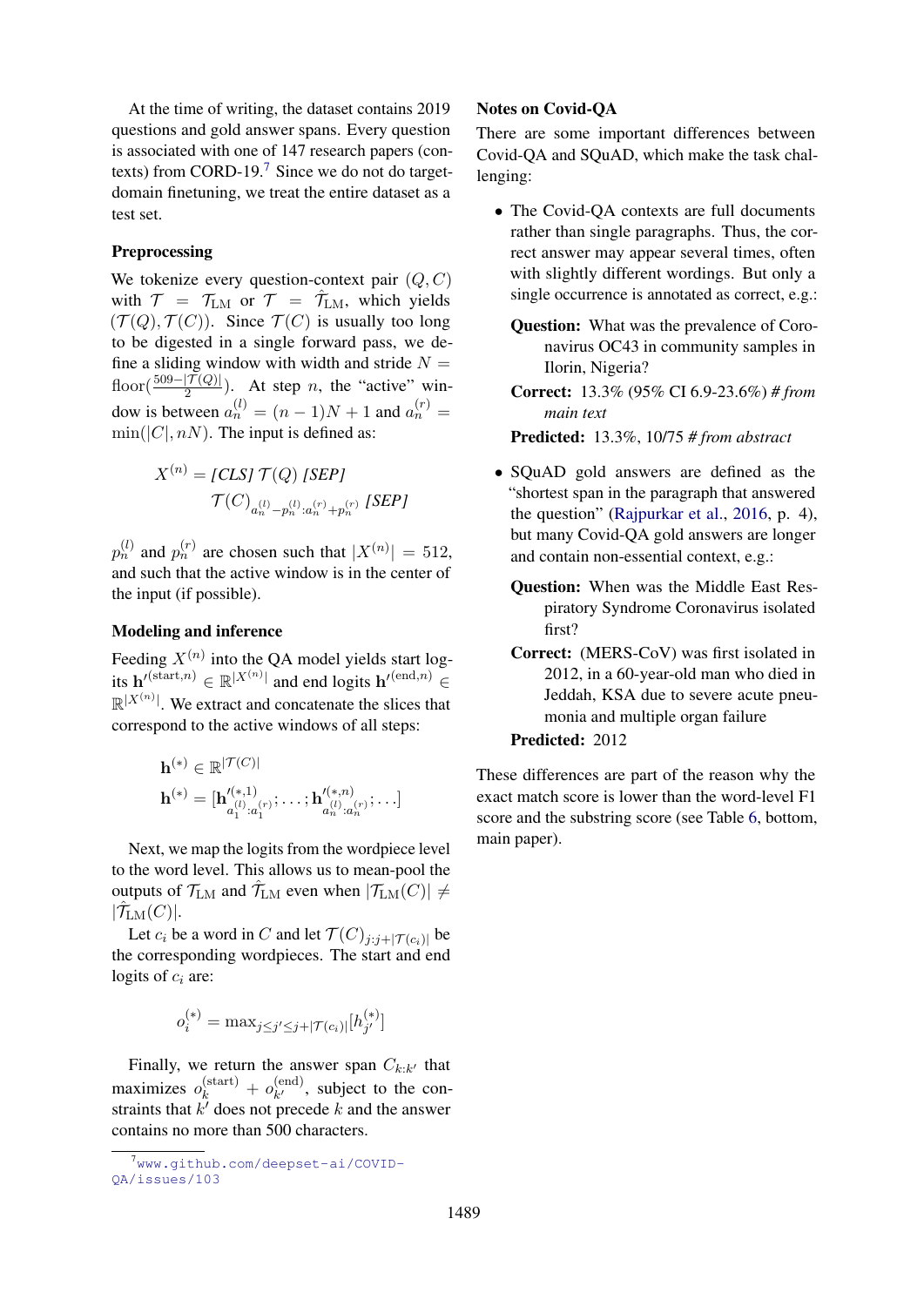At the time of writing, the dataset contains 2019 questions and gold answer spans. Every question is associated with one of 147 research papers (contexts) from CORD-19.[7] Since we do not do target-domain finetuning, we treat the entire dataset as a test set.

### Preprocessing

We tokenize every question-context pair $(Q, C)$ with $\mathcal{T} = \mathcal{T}_{\text{LM}}$ or $\mathcal{T} = \hat{\mathcal{T}}_{\text{LM}}$, which yields $(\mathcal{T}(Q), \mathcal{T}(C))$. Since $\mathcal{T}(C)$ is usually too long to be digested in a single forward pass, we define a sliding window with width and stride $N = \text{floor}(\frac{509-|\mathcal{T}(Q)|}{2})$. At step $n$, the "active" window is between $a^{(l)}_n = (n-1)N + 1$ and $a^{(r)}_n = \min(|C|, nN)$. The input is defined as:

$$X^{(n)} = \textit{[CLS]}\ \mathcal{T}(Q)\ \textit{[SEP]}$$
$$\mathcal{T}(C)_{a^{(l)}_n - p^{(l)}_n : a^{(r)}_n + p^{(r)}_n}\ \textit{[SEP]}$$

$p^{(l)}_n$ and $p^{(r)}_n$ are chosen such that $|X^{(n)}| = 512$, and such that the active window is in the center of the input (if possible).

### Modeling and inference

Feeding $X^{(n)}$ into the QA model yields start logits $\mathbf{h}'^{(\text{start},n)} \in \mathbb{R}^{|X^{(n)}|}$ and end logits $\mathbf{h}'^{(\text{end},n)} \in \mathbb{R}^{|X^{(n)}|}$. We extract and concatenate the slices that correspond to the active windows of all steps:

$$\mathbf{h}^{(*)} \in \mathbb{R}^{|\mathcal{T}(C)|}$$
$$\mathbf{h}^{(*)} = [\mathbf{h}'^{(*,1)}_{a^{(l)}_1 : a^{(r)}_1}; \ldots ; \mathbf{h}'^{(*,n)}_{a^{(l)}_n : a^{(r)}_n}; \ldots]$$

Next, we map the logits from the wordpiece level to the word level. This allows us to mean-pool the outputs of $\mathcal{T}_{\text{LM}}$ and $\hat{\mathcal{T}}_{\text{LM}}$ even when $|\mathcal{T}_{\text{LM}}(C)| \neq |\hat{\mathcal{T}}_{\text{LM}}(C)|$.

Let $c_i$ be a word in $C$ and let $\mathcal{T}(C)_{j:j+|\mathcal{T}(c_i)|}$ be the corresponding wordpieces. The start and end logits of $c_i$ are:

$$o^{(*)}_i = \max_{j \leq j' \leq j+|\mathcal{T}(c_i)|}[h^{(*)}_{j'}]$$

Finally, we return the answer span $C_{k:k'}$ that maximizes $o^{(\text{start})}_k + o^{(\text{end})}_{k'}$, subject to the constraints that $k'$ does not precede $k$ and the answer contains no more than 500 characters.

[7] www.github.com/deepset-ai/COVID-QA/issues/103

### Notes on Covid-QA

There are some important differences between Covid-QA and SQuAD, which make the task challenging:

- The Covid-QA contexts are full documents rather than single paragraphs. Thus, the correct answer may appear several times, often with slightly different wordings. But only a single occurrence is annotated as correct, e.g.:

  **Question:** What was the prevalence of Coronavirus OC43 in community samples in Ilorin, Nigeria?

  **Correct:** 13.3% (95% CI 6.9-23.6%) *# from main text*

  **Predicted:** 13.3%, 10/75 *# from abstract*

- SQuAD gold answers are defined as the "shortest span in the paragraph that answered the question" (Rajpurkar et al., 2016, p. 4), but many Covid-QA gold answers are longer and contain non-essential context, e.g.:

  **Question:** When was the Middle East Respiratory Syndrome Coronavirus isolated first?

  **Correct:** (MERS-CoV) was first isolated in 2012, in a 60-year-old man who died in Jeddah, KSA due to severe acute pneumonia and multiple organ failure

  **Predicted:** 2012

These differences are part of the reason why the exact match score is lower than the word-level F1 score and the substring score (see Table 6, bottom, main paper).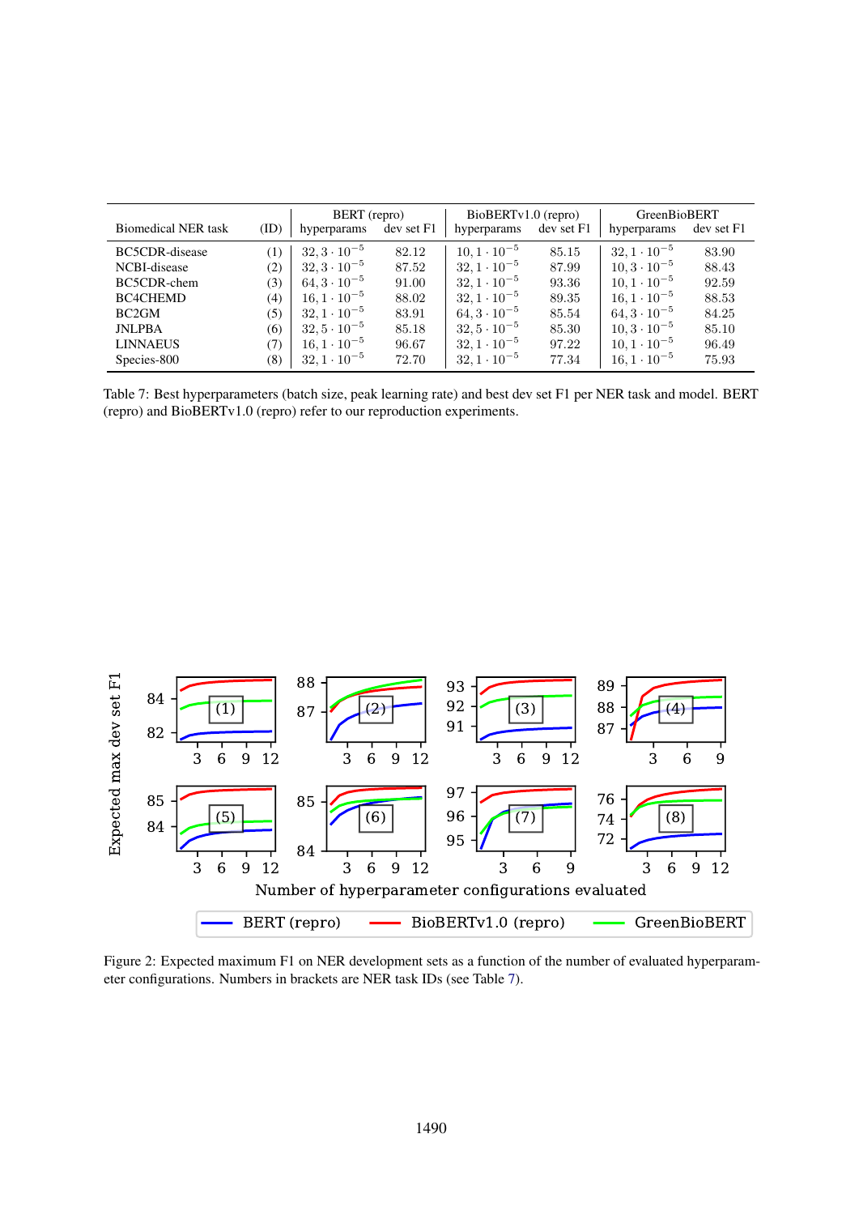| Biomedical NER task | (ID) | BERT (repro) | | BioBERTv1.0 (repro) | | GreenBioBERT | |
|---|---|---|---|---|---|---|---|
| | | hyperparams | dev set F1 | hyperparams | dev set F1 | hyperparams | dev set F1 |
| BC5CDR-disease | (1) | $32, 3 \cdot 10^{-5}$ | 82.12 | $10, 1 \cdot 10^{-5}$ | 85.15 | $32, 1 \cdot 10^{-5}$ | 83.90 |
| NCBI-disease | (2) | $32, 3 \cdot 10^{-5}$ | 87.52 | $32, 1 \cdot 10^{-5}$ | 87.99 | $10, 3 \cdot 10^{-5}$ | 88.43 |
| BC5CDR-chem | (3) | $64, 3 \cdot 10^{-5}$ | 91.00 | $32, 1 \cdot 10^{-5}$ | 93.36 | $10, 1 \cdot 10^{-5}$ | 92.59 |
| BC4CHEMD | (4) | $16, 1 \cdot 10^{-5}$ | 88.02 | $32, 1 \cdot 10^{-5}$ | 89.35 | $16, 1 \cdot 10^{-5}$ | 88.53 |
| BC2GM | (5) | $32, 1 \cdot 10^{-5}$ | 83.91 | $64, 3 \cdot 10^{-5}$ | 85.54 | $64, 3 \cdot 10^{-5}$ | 84.25 |
| JNLPBA | (6) | $32, 5 \cdot 10^{-5}$ | 85.18 | $32, 5 \cdot 10^{-5}$ | 85.30 | $10, 3 \cdot 10^{-5}$ | 85.10 |
| LINNAEUS | (7) | $16, 1 \cdot 10^{-5}$ | 96.67 | $32, 1 \cdot 10^{-5}$ | 97.22 | $10, 1 \cdot 10^{-5}$ | 96.49 |
| Species-800 | (8) | $32, 1 \cdot 10^{-5}$ | 72.70 | $32, 1 \cdot 10^{-5}$ | 77.34 | $16, 1 \cdot 10^{-5}$ | 75.93 |

Table 7: Best hyperparameters (batch size, peak learning rate) and best dev set F1 per NER task and model. BERT (repro) and BioBERTv1.0 (repro) refer to our reproduction experiments.

Expected max dev set F1

(1) 84 82 3 6 9 12
(2) 88 87 3 6 9 12
(3) 93 92 91 3 6 9 12
(4) 89 88 87 3 6 9
(5) 85 84 3 6 9 12
(6) 85 84 3 6 9 12
(7) 97 96 95 3 6 9
(8) 76 74 72 3 6 9 12

Number of hyperparameter configurations evaluated

BERT (repro) BioBERTv1.0 (repro) GreenBioBERT

Figure 2: Expected maximum F1 on NER development sets as a function of the number of evaluated hyperparameter configurations. Numbers in brackets are NER task IDs (see Table 7).